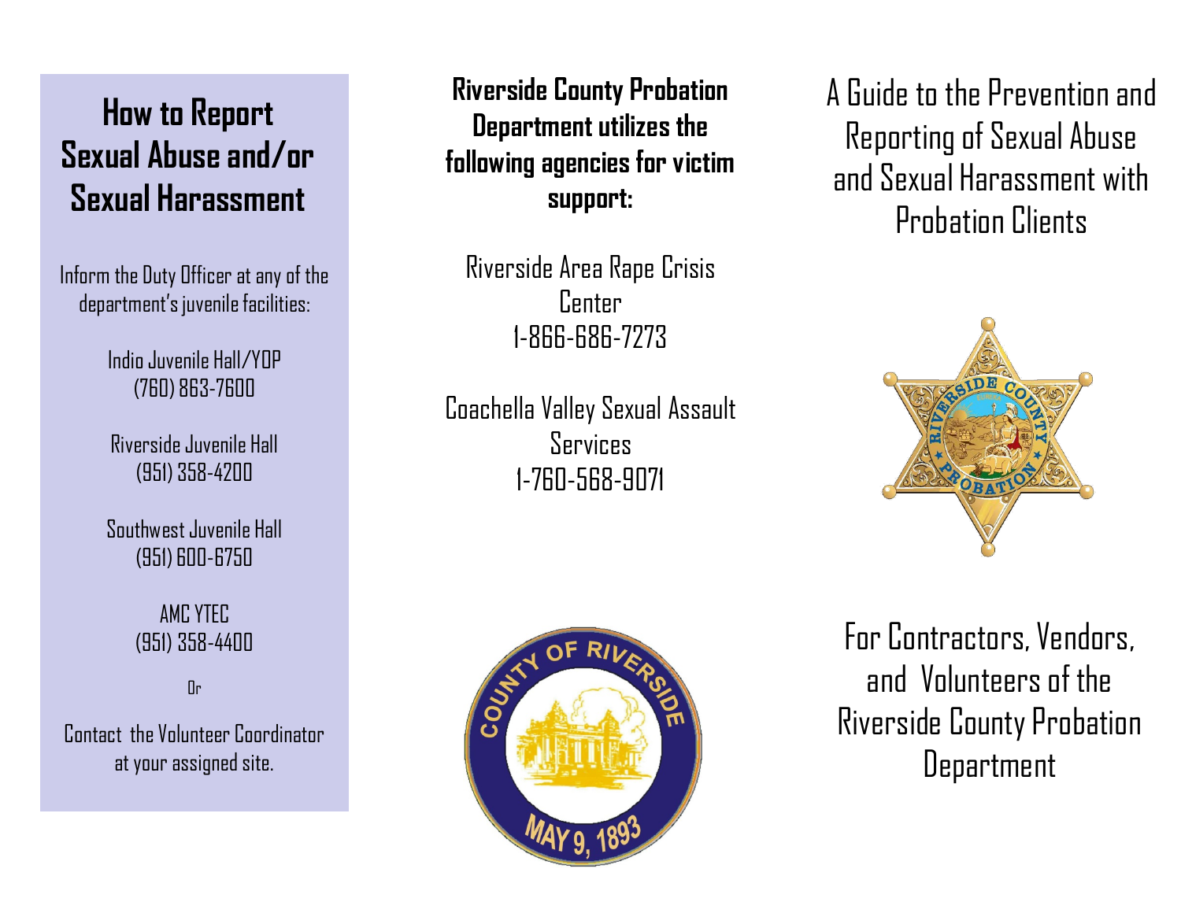## How to Report Sexual Abuse and/or Sexual Harassment

Inform the Duty Officer at any of the department's juvenile facilities:

Indio Juvenile Hall/YOP
(760) 863-7600

Riverside Juvenile Hall
(951) 358-4200

Southwest Juvenile Hall
(951) 600-6750

AMC YTEC
(951) 358-4400

Or

Contact the Volunteer Coordinator at your assigned site.

**Riverside County Probation Department utilizes the following agencies for victim support:**

Riverside Area Rape Crisis Center
1-866-686-7273

Coachella Valley Sexual Assault Services
1-760-568-9071

# A Guide to the Prevention and Reporting of Sexual Abuse and Sexual Harassment with Probation Clients

For Contractors, Vendors, and Volunteers of the Riverside County Probation Department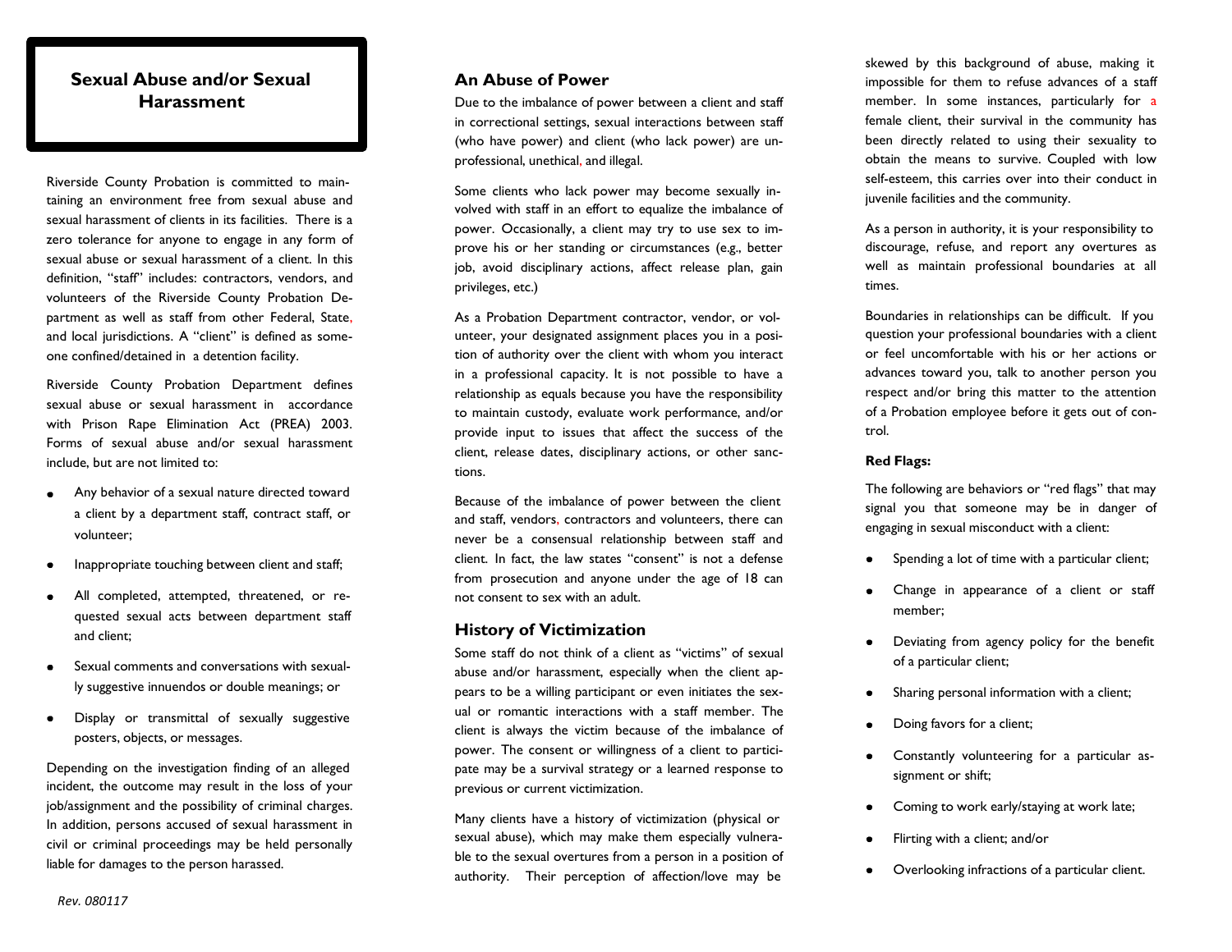## Sexual Abuse and/or Sexual Harassment

Riverside County Probation is committed to maintaining an environment free from sexual abuse and sexual harassment of clients in its facilities. There is a zero tolerance for anyone to engage in any form of sexual abuse or sexual harassment of a client. In this definition, "staff" includes: contractors, vendors, and volunteers of the Riverside County Probation Department as well as staff from other Federal, State, and local jurisdictions. A "client" is defined as someone confined/detained in a detention facility.

Riverside County Probation Department defines sexual abuse or sexual harassment in accordance with Prison Rape Elimination Act (PREA) 2003. Forms of sexual abuse and/or sexual harassment include, but are not limited to:

- Any behavior of a sexual nature directed toward a client by a department staff, contract staff, or volunteer;
- Inappropriate touching between client and staff;
- All completed, attempted, threatened, or requested sexual acts between department staff and client;
- Sexual comments and conversations with sexually suggestive innuendos or double meanings; or
- Display or transmittal of sexually suggestive posters, objects, or messages.

Depending on the investigation finding of an alleged incident, the outcome may result in the loss of your job/assignment and the possibility of criminal charges. In addition, persons accused of sexual harassment in civil or criminal proceedings may be held personally liable for damages to the person harassed.

*Rev. 080117*

## An Abuse of Power

Due to the imbalance of power between a client and staff in correctional settings, sexual interactions between staff (who have power) and client (who lack power) are unprofessional, unethical, and illegal.

Some clients who lack power may become sexually involved with staff in an effort to equalize the imbalance of power. Occasionally, a client may try to use sex to improve his or her standing or circumstances (e.g., better job, avoid disciplinary actions, affect release plan, gain privileges, etc.)

As a Probation Department contractor, vendor, or volunteer, your designated assignment places you in a position of authority over the client with whom you interact in a professional capacity. It is not possible to have a relationship as equals because you have the responsibility to maintain custody, evaluate work performance, and/or provide input to issues that affect the success of the client, release dates, disciplinary actions, or other sanctions.

Because of the imbalance of power between the client and staff, vendors, contractors and volunteers, there can never be a consensual relationship between staff and client. In fact, the law states "consent" is not a defense from prosecution and anyone under the age of 18 can not consent to sex with an adult.

## History of Victimization

Some staff do not think of a client as "victims" of sexual abuse and/or harassment, especially when the client appears to be a willing participant or even initiates the sexual or romantic interactions with a staff member. The client is always the victim because of the imbalance of power. The consent or willingness of a client to participate may be a survival strategy or a learned response to previous or current victimization.

Many clients have a history of victimization (physical or sexual abuse), which may make them especially vulnerable to the sexual overtures from a person in a position of authority. Their perception of affection/love may be skewed by this background of abuse, making it impossible for them to refuse advances of a staff member. In some instances, particularly for a female client, their survival in the community has been directly related to using their sexuality to obtain the means to survive. Coupled with low self-esteem, this carries over into their conduct in juvenile facilities and the community.

As a person in authority, it is your responsibility to discourage, refuse, and report any overtures as well as maintain professional boundaries at all times.

Boundaries in relationships can be difficult. If you question your professional boundaries with a client or feel uncomfortable with his or her actions or advances toward you, talk to another person you respect and/or bring this matter to the attention of a Probation employee before it gets out of control.

**Red Flags:**

The following are behaviors or "red flags" that may signal you that someone may be in danger of engaging in sexual misconduct with a client:

- Spending a lot of time with a particular client;
- Change in appearance of a client or staff member;
- Deviating from agency policy for the benefit of a particular client;
- Sharing personal information with a client;
- Doing favors for a client;
- Constantly volunteering for a particular assignment or shift;
- Coming to work early/staying at work late;
- Flirting with a client; and/or
- Overlooking infractions of a particular client.